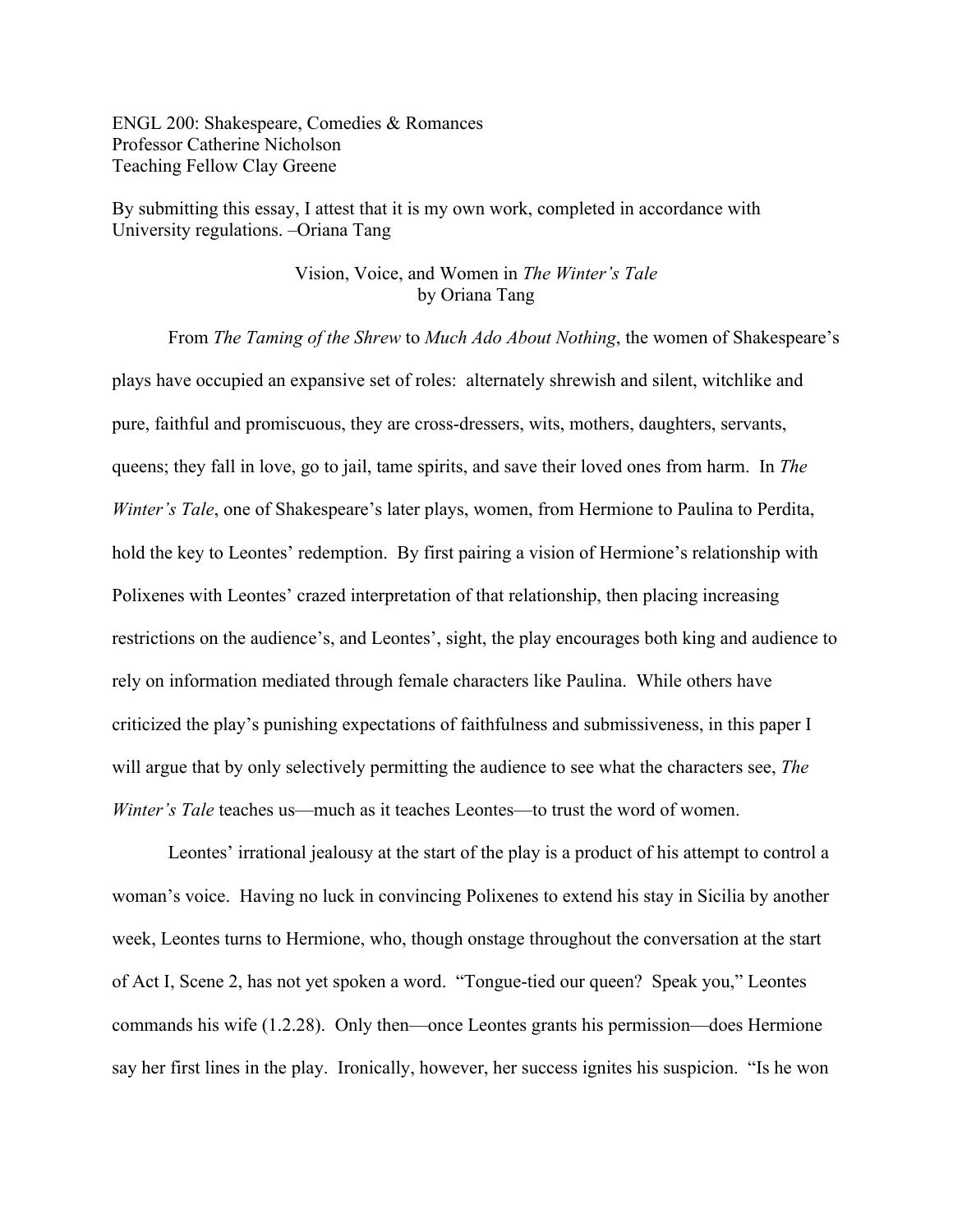ENGL 200: Shakespeare, Comedies & Romances
Professor Catherine Nicholson
Teaching Fellow Clay Greene

By submitting this essay, I attest that it is my own work, completed in accordance with University regulations. –Oriana Tang

# Vision, Voice, and Women in *The Winter's Tale*

by Oriana Tang

From *The Taming of the Shrew* to *Much Ado About Nothing*, the women of Shakespeare's plays have occupied an expansive set of roles: alternately shrewish and silent, witchlike and pure, faithful and promiscuous, they are cross-dressers, wits, mothers, daughters, servants, queens; they fall in love, go to jail, tame spirits, and save their loved ones from harm. In *The Winter's Tale*, one of Shakespeare's later plays, women, from Hermione to Paulina to Perdita, hold the key to Leontes' redemption. By first pairing a vision of Hermione's relationship with Polixenes with Leontes' crazed interpretation of that relationship, then placing increasing restrictions on the audience's, and Leontes', sight, the play encourages both king and audience to rely on information mediated through female characters like Paulina. While others have criticized the play's punishing expectations of faithfulness and submissiveness, in this paper I will argue that by only selectively permitting the audience to see what the characters see, *The Winter's Tale* teaches us—much as it teaches Leontes—to trust the word of women.

Leontes' irrational jealousy at the start of the play is a product of his attempt to control a woman's voice. Having no luck in convincing Polixenes to extend his stay in Sicilia by another week, Leontes turns to Hermione, who, though onstage throughout the conversation at the start of Act I, Scene 2, has not yet spoken a word. "Tongue-tied our queen? Speak you," Leontes commands his wife (1.2.28). Only then—once Leontes grants his permission—does Hermione say her first lines in the play. Ironically, however, her success ignites his suspicion. "Is he won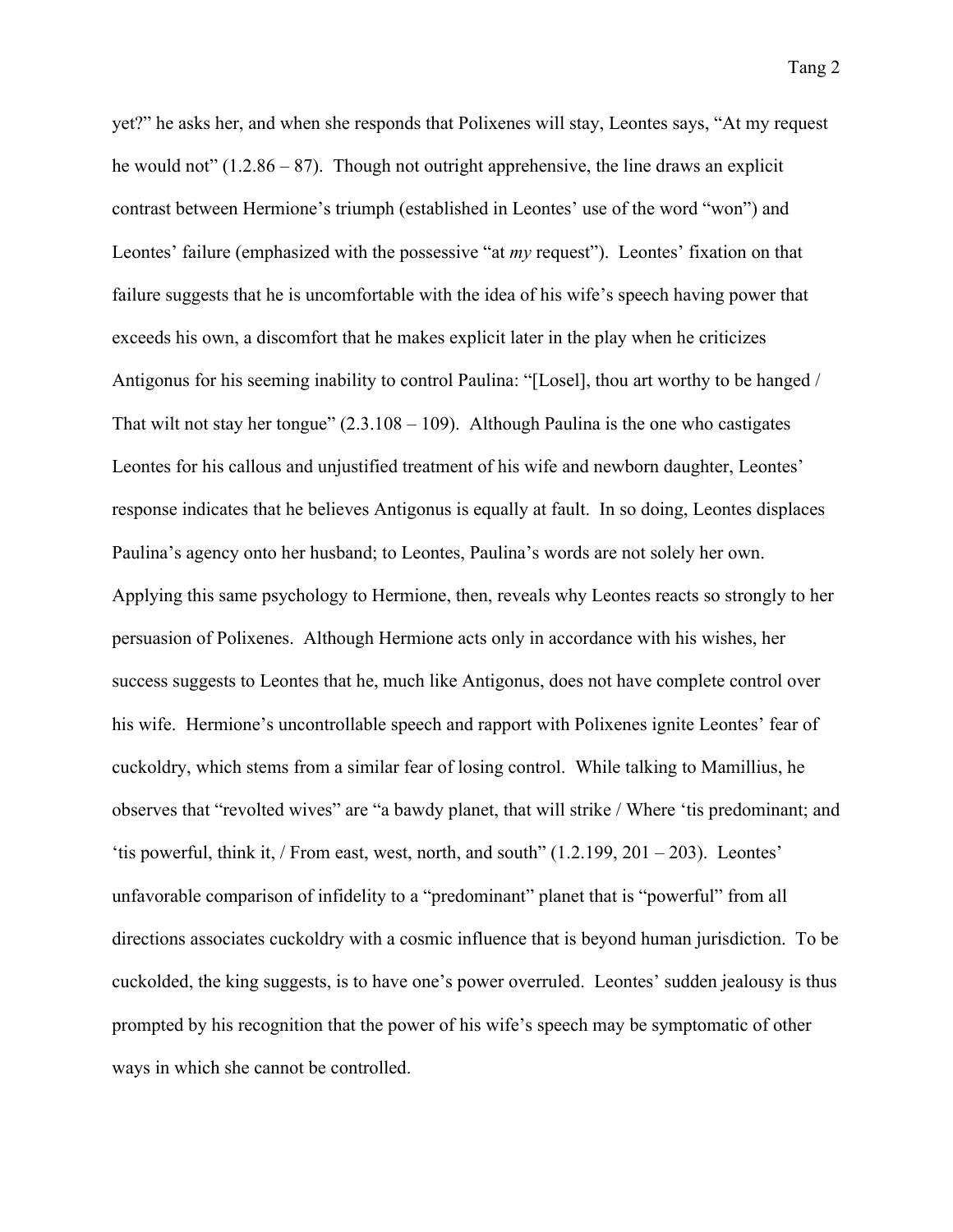yet?" he asks her, and when she responds that Polixenes will stay, Leontes says, "At my request he would not" (1.2.86 – 87). Though not outright apprehensive, the line draws an explicit contrast between Hermione's triumph (established in Leontes' use of the word "won") and Leontes' failure (emphasized with the possessive "at *my* request"). Leontes' fixation on that failure suggests that he is uncomfortable with the idea of his wife's speech having power that exceeds his own, a discomfort that he makes explicit later in the play when he criticizes Antigonus for his seeming inability to control Paulina: "[Losel], thou art worthy to be hanged / That wilt not stay her tongue" (2.3.108 – 109). Although Paulina is the one who castigates Leontes for his callous and unjustified treatment of his wife and newborn daughter, Leontes' response indicates that he believes Antigonus is equally at fault. In so doing, Leontes displaces Paulina's agency onto her husband; to Leontes, Paulina's words are not solely her own. Applying this same psychology to Hermione, then, reveals why Leontes reacts so strongly to her persuasion of Polixenes. Although Hermione acts only in accordance with his wishes, her success suggests to Leontes that he, much like Antigonus, does not have complete control over his wife. Hermione's uncontrollable speech and rapport with Polixenes ignite Leontes' fear of cuckoldry, which stems from a similar fear of losing control. While talking to Mamillius, he observes that "revolted wives" are "a bawdy planet, that will strike / Where 'tis predominant; and 'tis powerful, think it, / From east, west, north, and south" (1.2.199, 201 – 203). Leontes' unfavorable comparison of infidelity to a "predominant" planet that is "powerful" from all directions associates cuckoldry with a cosmic influence that is beyond human jurisdiction. To be cuckolded, the king suggests, is to have one's power overruled. Leontes' sudden jealousy is thus prompted by his recognition that the power of his wife's speech may be symptomatic of other ways in which she cannot be controlled.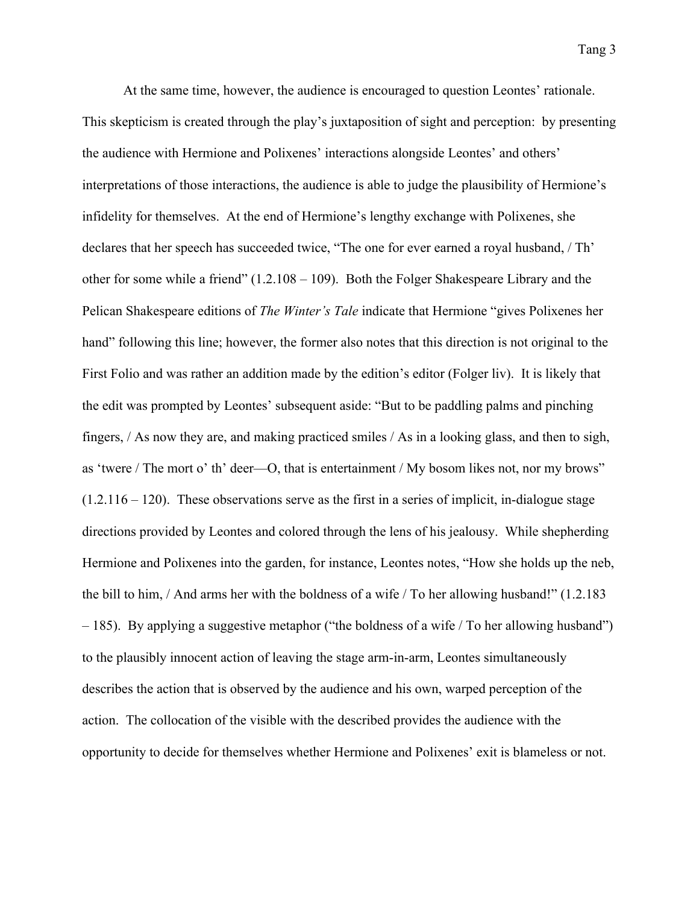At the same time, however, the audience is encouraged to question Leontes' rationale. This skepticism is created through the play's juxtaposition of sight and perception: by presenting the audience with Hermione and Polixenes' interactions alongside Leontes' and others' interpretations of those interactions, the audience is able to judge the plausibility of Hermione's infidelity for themselves. At the end of Hermione's lengthy exchange with Polixenes, she declares that her speech has succeeded twice, "The one for ever earned a royal husband, / Th' other for some while a friend" (1.2.108 – 109). Both the Folger Shakespeare Library and the Pelican Shakespeare editions of *The Winter's Tale* indicate that Hermione "gives Polixenes her hand" following this line; however, the former also notes that this direction is not original to the First Folio and was rather an addition made by the edition's editor (Folger liv). It is likely that the edit was prompted by Leontes' subsequent aside: "But to be paddling palms and pinching fingers, / As now they are, and making practiced smiles / As in a looking glass, and then to sigh, as 'twere / The mort o' th' deer—O, that is entertainment / My bosom likes not, nor my brows" (1.2.116 – 120). These observations serve as the first in a series of implicit, in-dialogue stage directions provided by Leontes and colored through the lens of his jealousy. While shepherding Hermione and Polixenes into the garden, for instance, Leontes notes, "How she holds up the neb, the bill to him, / And arms her with the boldness of a wife / To her allowing husband!" (1.2.183 – 185). By applying a suggestive metaphor ("the boldness of a wife / To her allowing husband") to the plausibly innocent action of leaving the stage arm-in-arm, Leontes simultaneously describes the action that is observed by the audience and his own, warped perception of the action. The collocation of the visible with the described provides the audience with the opportunity to decide for themselves whether Hermione and Polixenes' exit is blameless or not.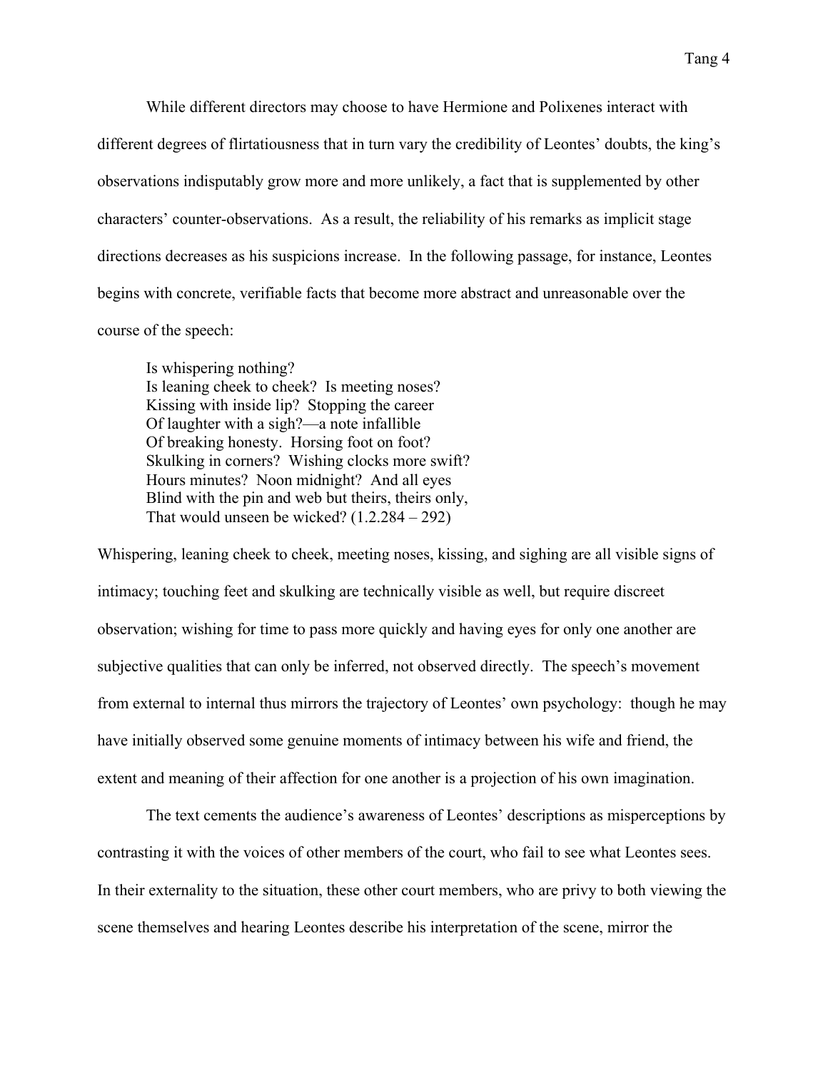While different directors may choose to have Hermione and Polixenes interact with different degrees of flirtatiousness that in turn vary the credibility of Leontes' doubts, the king's observations indisputably grow more and more unlikely, a fact that is supplemented by other characters' counter-observations. As a result, the reliability of his remarks as implicit stage directions decreases as his suspicions increase. In the following passage, for instance, Leontes begins with concrete, verifiable facts that become more abstract and unreasonable over the course of the speech:

> Is whispering nothing?
> Is leaning cheek to cheek? Is meeting noses?
> Kissing with inside lip? Stopping the career
> Of laughter with a sigh?—a note infallible
> Of breaking honesty. Horsing foot on foot?
> Skulking in corners? Wishing clocks more swift?
> Hours minutes? Noon midnight? And all eyes
> Blind with the pin and web but theirs, theirs only,
> That would unseen be wicked? (1.2.284 – 292)

Whispering, leaning cheek to cheek, meeting noses, kissing, and sighing are all visible signs of intimacy; touching feet and skulking are technically visible as well, but require discreet observation; wishing for time to pass more quickly and having eyes for only one another are subjective qualities that can only be inferred, not observed directly. The speech's movement from external to internal thus mirrors the trajectory of Leontes' own psychology: though he may have initially observed some genuine moments of intimacy between his wife and friend, the extent and meaning of their affection for one another is a projection of his own imagination.

The text cements the audience's awareness of Leontes' descriptions as misperceptions by contrasting it with the voices of other members of the court, who fail to see what Leontes sees. In their externality to the situation, these other court members, who are privy to both viewing the scene themselves and hearing Leontes describe his interpretation of the scene, mirror the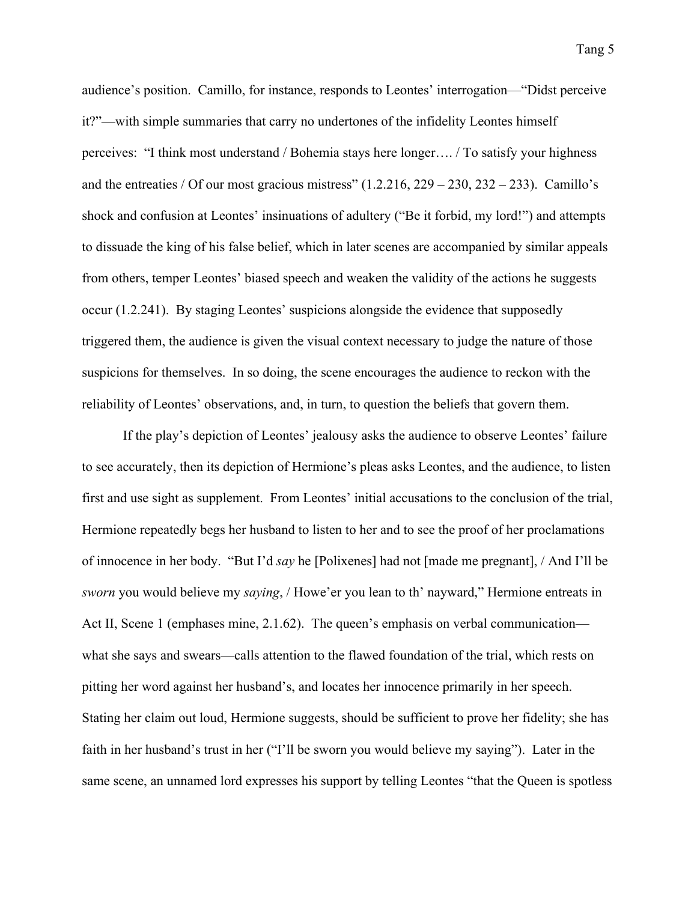audience's position. Camillo, for instance, responds to Leontes' interrogation—"Didst perceive it?"—with simple summaries that carry no undertones of the infidelity Leontes himself perceives: "I think most understand / Bohemia stays here longer…. / To satisfy your highness and the entreaties / Of our most gracious mistress" (1.2.216, 229 – 230, 232 – 233). Camillo's shock and confusion at Leontes' insinuations of adultery ("Be it forbid, my lord!") and attempts to dissuade the king of his false belief, which in later scenes are accompanied by similar appeals from others, temper Leontes' biased speech and weaken the validity of the actions he suggests occur (1.2.241). By staging Leontes' suspicions alongside the evidence that supposedly triggered them, the audience is given the visual context necessary to judge the nature of those suspicions for themselves. In so doing, the scene encourages the audience to reckon with the reliability of Leontes' observations, and, in turn, to question the beliefs that govern them.

If the play's depiction of Leontes' jealousy asks the audience to observe Leontes' failure to see accurately, then its depiction of Hermione's pleas asks Leontes, and the audience, to listen first and use sight as supplement. From Leontes' initial accusations to the conclusion of the trial, Hermione repeatedly begs her husband to listen to her and to see the proof of her proclamations of innocence in her body. "But I'd *say* he [Polixenes] had not [made me pregnant], / And I'll be *sworn* you would believe my *saying*, / Howe'er you lean to th' nayward," Hermione entreats in Act II, Scene 1 (emphases mine, 2.1.62). The queen's emphasis on verbal communication—what she says and swears—calls attention to the flawed foundation of the trial, which rests on pitting her word against her husband's, and locates her innocence primarily in her speech. Stating her claim out loud, Hermione suggests, should be sufficient to prove her fidelity; she has faith in her husband's trust in her ("I'll be sworn you would believe my saying"). Later in the same scene, an unnamed lord expresses his support by telling Leontes "that the Queen is spotless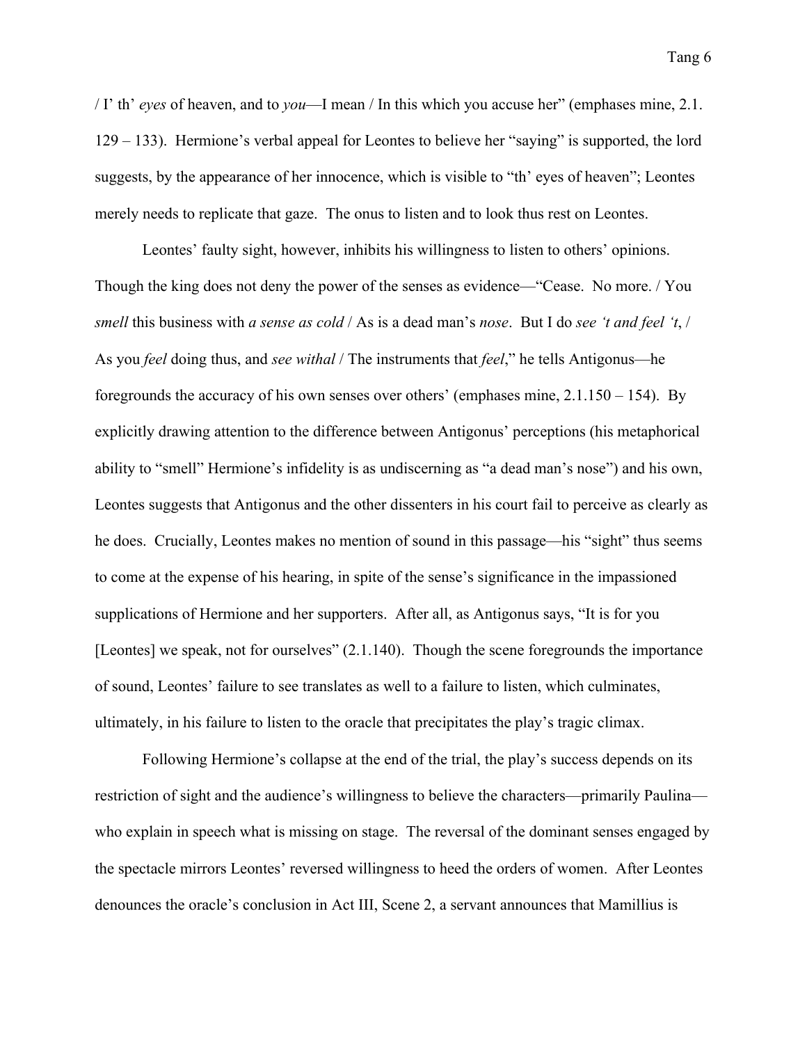/ I' th' *eyes* of heaven, and to *you*—I mean / In this which you accuse her" (emphases mine, 2.1. 129 – 133). Hermione's verbal appeal for Leontes to believe her "saying" is supported, the lord suggests, by the appearance of her innocence, which is visible to "th' eyes of heaven"; Leontes merely needs to replicate that gaze. The onus to listen and to look thus rest on Leontes.

Leontes' faulty sight, however, inhibits his willingness to listen to others' opinions. Though the king does not deny the power of the senses as evidence—"Cease. No more. / You *smell* this business with *a sense as cold* / As is a dead man's *nose*. But I do *see 't and feel 't*, / As you *feel* doing thus, and *see withal* / The instruments that *feel*," he tells Antigonus—he foregrounds the accuracy of his own senses over others' (emphases mine, 2.1.150 – 154). By explicitly drawing attention to the difference between Antigonus' perceptions (his metaphorical ability to "smell" Hermione's infidelity is as undiscerning as "a dead man's nose") and his own, Leontes suggests that Antigonus and the other dissenters in his court fail to perceive as clearly as he does. Crucially, Leontes makes no mention of sound in this passage—his "sight" thus seems to come at the expense of his hearing, in spite of the sense's significance in the impassioned supplications of Hermione and her supporters. After all, as Antigonus says, "It is for you [Leontes] we speak, not for ourselves" (2.1.140). Though the scene foregrounds the importance of sound, Leontes' failure to see translates as well to a failure to listen, which culminates, ultimately, in his failure to listen to the oracle that precipitates the play's tragic climax.

Following Hermione's collapse at the end of the trial, the play's success depends on its restriction of sight and the audience's willingness to believe the characters—primarily Paulina—who explain in speech what is missing on stage. The reversal of the dominant senses engaged by the spectacle mirrors Leontes' reversed willingness to heed the orders of women. After Leontes denounces the oracle's conclusion in Act III, Scene 2, a servant announces that Mamillius is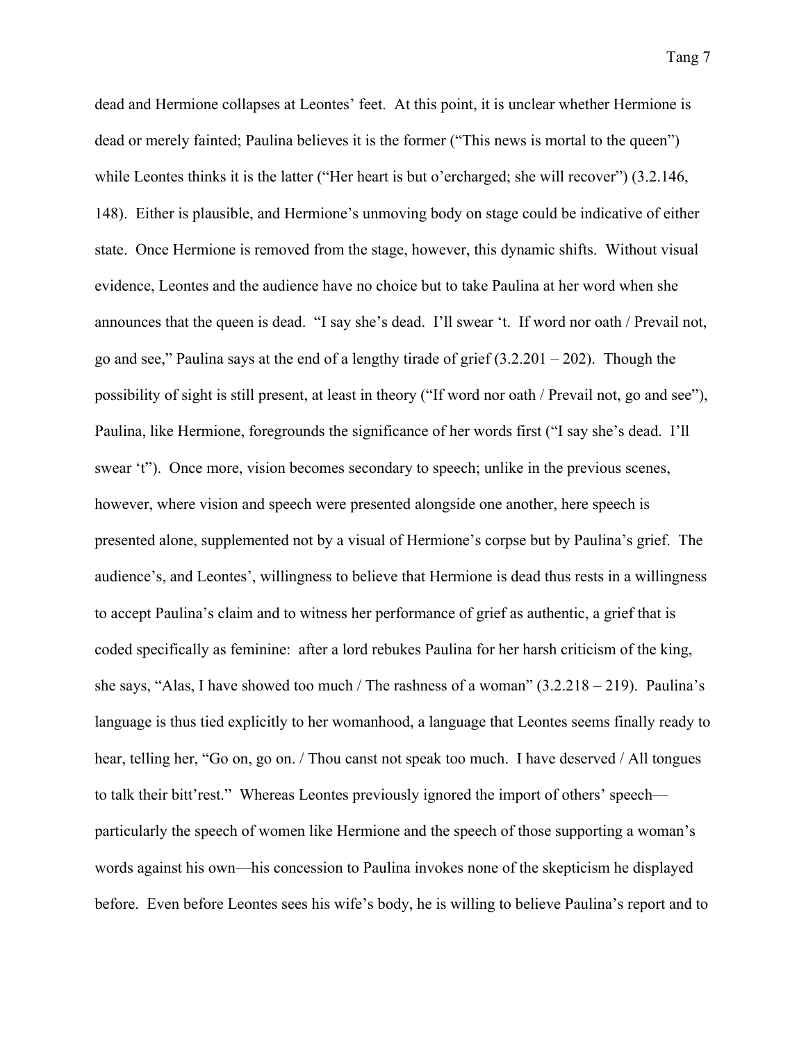dead and Hermione collapses at Leontes' feet. At this point, it is unclear whether Hermione is dead or merely fainted; Paulina believes it is the former ("This news is mortal to the queen") while Leontes thinks it is the latter ("Her heart is but o'ercharged; she will recover") (3.2.146, 148). Either is plausible, and Hermione's unmoving body on stage could be indicative of either state. Once Hermione is removed from the stage, however, this dynamic shifts. Without visual evidence, Leontes and the audience have no choice but to take Paulina at her word when she announces that the queen is dead. "I say she's dead. I'll swear 't. If word nor oath / Prevail not, go and see," Paulina says at the end of a lengthy tirade of grief (3.2.201 – 202). Though the possibility of sight is still present, at least in theory ("If word nor oath / Prevail not, go and see"), Paulina, like Hermione, foregrounds the significance of her words first ("I say she's dead. I'll swear 't"). Once more, vision becomes secondary to speech; unlike in the previous scenes, however, where vision and speech were presented alongside one another, here speech is presented alone, supplemented not by a visual of Hermione's corpse but by Paulina's grief. The audience's, and Leontes', willingness to believe that Hermione is dead thus rests in a willingness to accept Paulina's claim and to witness her performance of grief as authentic, a grief that is coded specifically as feminine: after a lord rebukes Paulina for her harsh criticism of the king, she says, "Alas, I have showed too much / The rashness of a woman" (3.2.218 – 219). Paulina's language is thus tied explicitly to her womanhood, a language that Leontes seems finally ready to hear, telling her, "Go on, go on. / Thou canst not speak too much. I have deserved / All tongues to talk their bitt'rest." Whereas Leontes previously ignored the import of others' speech—particularly the speech of women like Hermione and the speech of those supporting a woman's words against his own—his concession to Paulina invokes none of the skepticism he displayed before. Even before Leontes sees his wife's body, he is willing to believe Paulina's report and to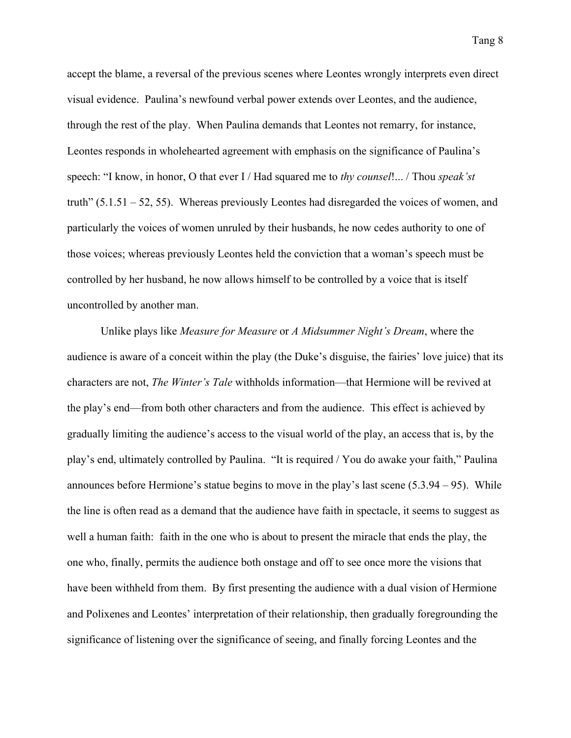accept the blame, a reversal of the previous scenes where Leontes wrongly interprets even direct visual evidence. Paulina's newfound verbal power extends over Leontes, and the audience, through the rest of the play. When Paulina demands that Leontes not remarry, for instance, Leontes responds in wholehearted agreement with emphasis on the significance of Paulina's speech: "I know, in honor, O that ever I / Had squared me to *thy counsel*!... / Thou *speak'st* truth" (5.1.51 – 52, 55). Whereas previously Leontes had disregarded the voices of women, and particularly the voices of women unruled by their husbands, he now cedes authority to one of those voices; whereas previously Leontes held the conviction that a woman's speech must be controlled by her husband, he now allows himself to be controlled by a voice that is itself uncontrolled by another man.

Unlike plays like *Measure for Measure* or *A Midsummer Night's Dream*, where the audience is aware of a conceit within the play (the Duke's disguise, the fairies' love juice) that its characters are not, *The Winter's Tale* withholds information—that Hermione will be revived at the play's end—from both other characters and from the audience. This effect is achieved by gradually limiting the audience's access to the visual world of the play, an access that is, by the play's end, ultimately controlled by Paulina. "It is required / You do awake your faith," Paulina announces before Hermione's statue begins to move in the play's last scene (5.3.94 – 95). While the line is often read as a demand that the audience have faith in spectacle, it seems to suggest as well a human faith: faith in the one who is about to present the miracle that ends the play, the one who, finally, permits the audience both onstage and off to see once more the visions that have been withheld from them. By first presenting the audience with a dual vision of Hermione and Polixenes and Leontes' interpretation of their relationship, then gradually foregrounding the significance of listening over the significance of seeing, and finally forcing Leontes and the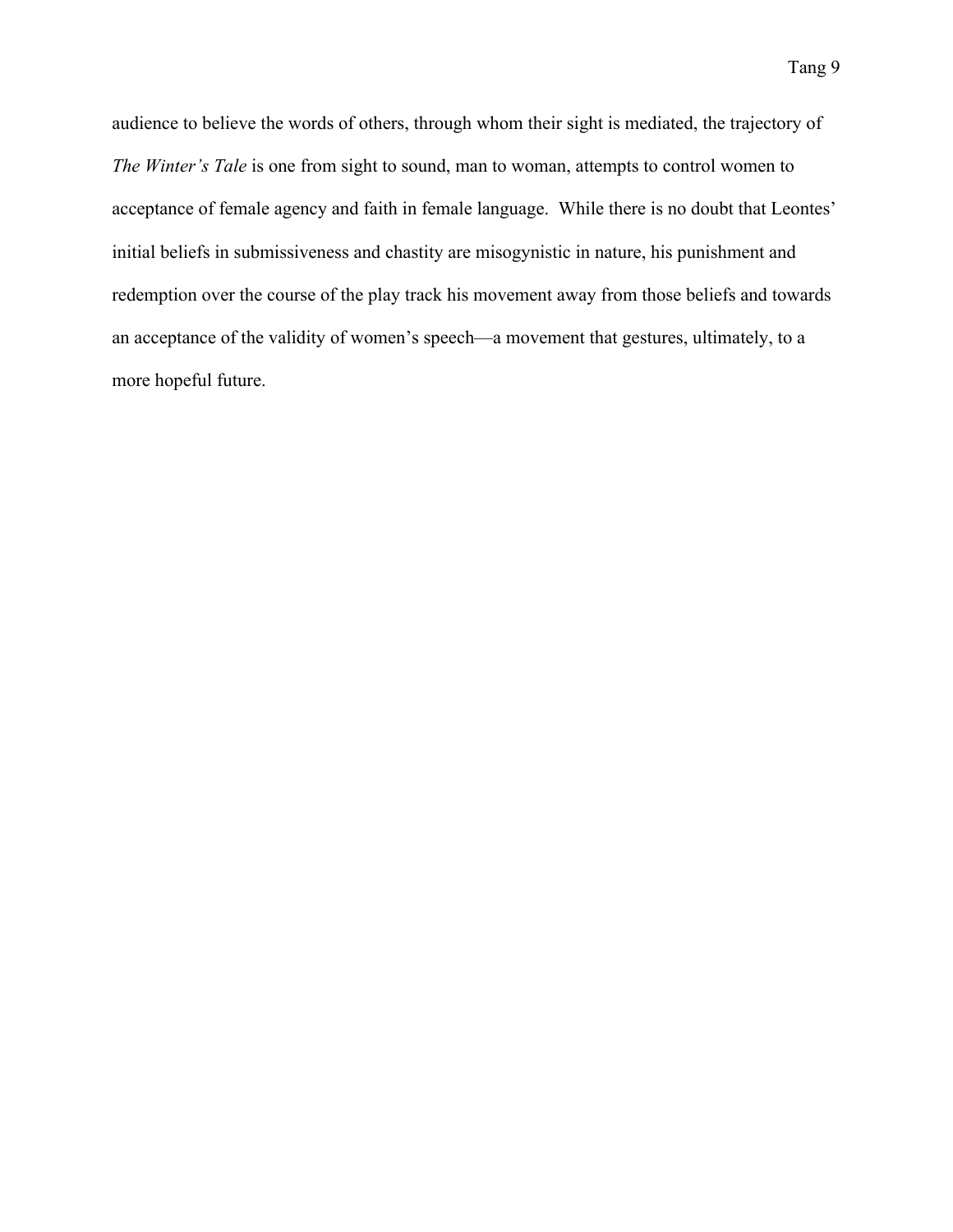audience to believe the words of others, through whom their sight is mediated, the trajectory of *The Winter's Tale* is one from sight to sound, man to woman, attempts to control women to acceptance of female agency and faith in female language. While there is no doubt that Leontes' initial beliefs in submissiveness and chastity are misogynistic in nature, his punishment and redemption over the course of the play track his movement away from those beliefs and towards an acceptance of the validity of women's speech—a movement that gestures, ultimately, to a more hopeful future.